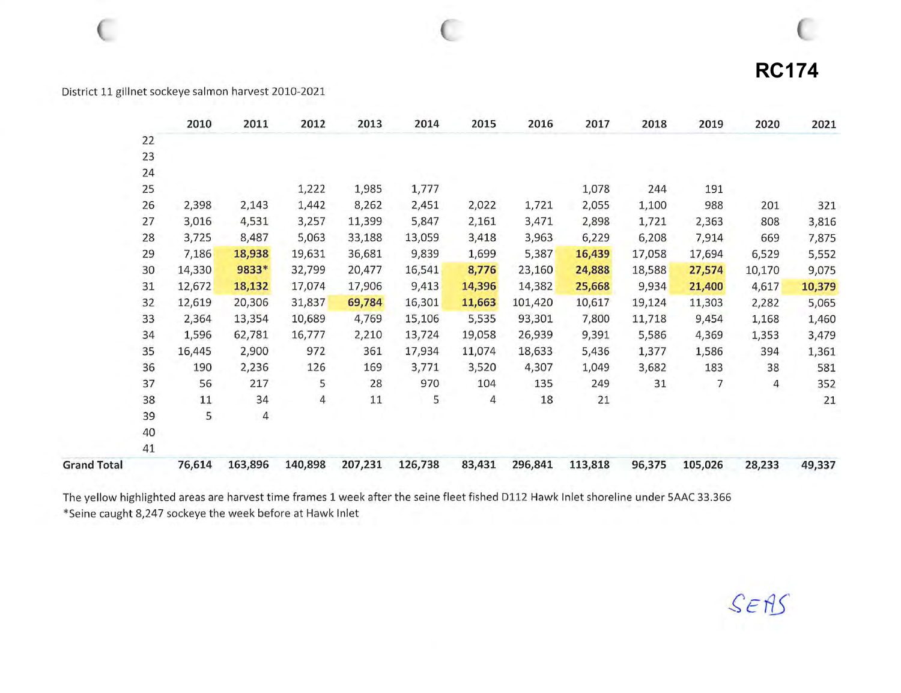RC174

District 11 gillnet sockeye salmon harvest 2010-2021

| | 2010 | 2011 | 2012 | 2013 | 2014 | 2015 | 2016 | 2017 | 2018 | 2019 | 2020 | 2021 |
|---|---|---|---|---|---|---|---|---|---|---|---|---|
| 22 | | | | | | | | | | | | |
| 23 | | | | | | | | | | | | |
| 24 | | | | | | | | | | | | |
| 25 | | | 1,222 | 1,985 | 1,777 | | | 1,078 | 244 | 191 | | |
| 26 | 2,398 | 2,143 | 1,442 | 8,262 | 2,451 | 2,022 | 1,721 | 2,055 | 1,100 | 988 | 201 | 321 |
| 27 | 3,016 | 4,531 | 3,257 | 11,399 | 5,847 | 2,161 | 3,471 | 2,898 | 1,721 | 2,363 | 808 | 3,816 |
| 28 | 3,725 | 8,487 | 5,063 | 33,188 | 13,059 | 3,418 | 3,963 | 6,229 | 6,208 | 7,914 | 669 | 7,875 |
| 29 | 7,186 | **18,938** | 19,631 | 36,681 | 9,839 | 1,699 | 5,387 | **16,439** | 17,058 | 17,694 | 6,529 | 5,552 |
| 30 | 14,330 | **9833*** | 32,799 | 20,477 | 16,541 | **8,776** | 23,160 | **24,888** | 18,588 | **27,574** | 10,170 | 9,075 |
| 31 | 12,672 | **18,132** | 17,074 | 17,906 | 9,413 | **14,396** | 14,382 | **25,668** | 9,934 | **21,400** | 4,617 | **10,379** |
| 32 | 12,619 | 20,306 | 31,837 | **69,784** | 16,301 | **11,663** | 101,420 | 10,617 | 19,124 | 11,303 | 2,282 | 5,065 |
| 33 | 2,364 | 13,354 | 10,689 | 4,769 | 15,106 | 5,535 | 93,301 | 7,800 | 11,718 | 9,454 | 1,168 | 1,460 |
| 34 | 1,596 | 62,781 | 16,777 | 2,210 | 13,724 | 19,058 | 26,939 | 9,391 | 5,586 | 4,369 | 1,353 | 3,479 |
| 35 | 16,445 | 2,900 | 972 | 361 | 17,934 | 11,074 | 18,633 | 5,436 | 1,377 | 1,586 | 394 | 1,361 |
| 36 | 190 | 2,236 | 126 | 169 | 3,771 | 3,520 | 4,307 | 1,049 | 3,682 | 183 | 38 | 581 |
| 37 | 56 | 217 | 5 | 28 | 970 | 104 | 135 | 249 | 31 | 7 | 4 | 352 |
| 38 | 11 | 34 | 4 | 11 | 5 | 4 | 18 | 21 | | | | 21 |
| 39 | 5 | 4 | | | | | | | | | | |
| 40 | | | | | | | | | | | | |
| 41 | | | | | | | | | | | | |
| **Grand Total** | 76,614 | 163,896 | 140,898 | 207,231 | 126,738 | 83,431 | 296,841 | 113,818 | 96,375 | 105,026 | 28,233 | 49,337 |

The yellow highlighted areas are harvest time frames 1 week after the seine fleet fished D112 Hawk Inlet shoreline under 5AAC 33.366
*Seine caught 8,247 sockeye the week before at Hawk Inlet

SEAS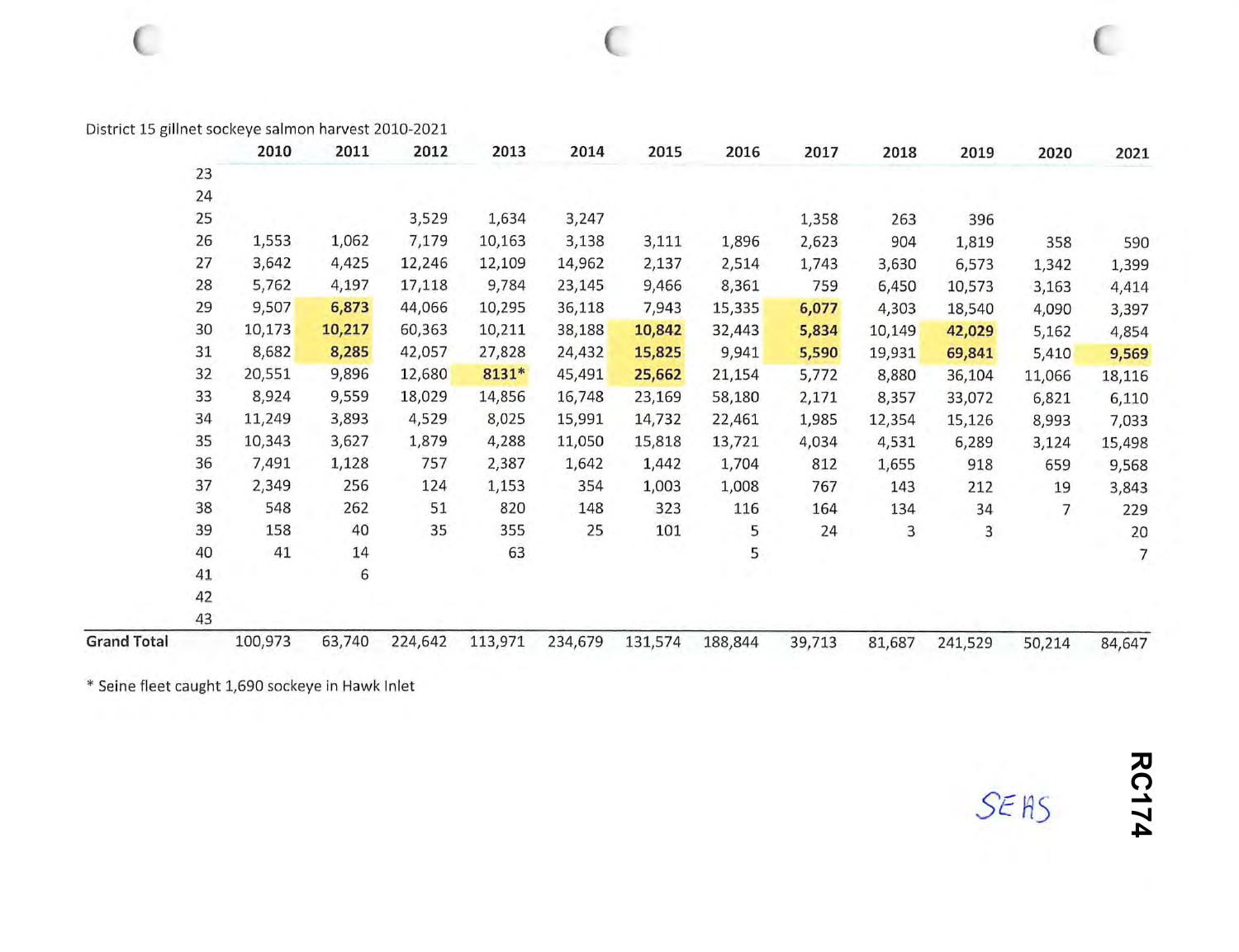District 15 gillnet sockeye salmon harvest 2010-2021

| | 2010 | 2011 | 2012 | 2013 | 2014 | 2015 | 2016 | 2017 | 2018 | 2019 | 2020 | 2021 |
|---|---|---|---|---|---|---|---|---|---|---|---|---|
| 23 | | | | | | | | | | | | |
| 24 | | | | | | | | | | | | |
| 25 | | | 3,529 | 1,634 | 3,247 | | | 1,358 | 263 | 396 | | |
| 26 | 1,553 | 1,062 | 7,179 | 10,163 | 3,138 | 3,111 | 1,896 | 2,623 | 904 | 1,819 | 358 | 590 |
| 27 | 3,642 | 4,425 | 12,246 | 12,109 | 14,962 | 2,137 | 2,514 | 1,743 | 3,630 | 6,573 | 1,342 | 1,399 |
| 28 | 5,762 | 4,197 | 17,118 | 9,784 | 23,145 | 9,466 | 8,361 | 759 | 6,450 | 10,573 | 3,163 | 4,414 |
| 29 | 9,507 | **6,873** | 44,066 | 10,295 | 36,118 | 7,943 | 15,335 | **6,077** | 4,303 | 18,540 | 4,090 | 3,397 |
| 30 | 10,173 | **10,217** | 60,363 | 10,211 | 38,188 | **10,842** | 32,443 | **5,834** | 10,149 | **42,029** | 5,162 | 4,854 |
| 31 | 8,682 | **8,285** | 42,057 | 27,828 | 24,432 | **15,825** | 9,941 | **5,590** | 19,931 | **69,841** | 5,410 | **9,569** |
| 32 | 20,551 | 9,896 | 12,680 | **8131*** | 45,491 | **25,662** | 21,154 | 5,772 | 8,880 | 36,104 | 11,066 | 18,116 |
| 33 | 8,924 | 9,559 | 18,029 | 14,856 | 16,748 | 23,169 | 58,180 | 2,171 | 8,357 | 33,072 | 6,821 | 6,110 |
| 34 | 11,249 | 3,893 | 4,529 | 8,025 | 15,991 | 14,732 | 22,461 | 1,985 | 12,354 | 15,126 | 8,993 | 7,033 |
| 35 | 10,343 | 3,627 | 1,879 | 4,288 | 11,050 | 15,818 | 13,721 | 4,034 | 4,531 | 6,289 | 3,124 | 15,498 |
| 36 | 7,491 | 1,128 | 757 | 2,387 | 1,642 | 1,442 | 1,704 | 812 | 1,655 | 918 | 659 | 9,568 |
| 37 | 2,349 | 256 | 124 | 1,153 | 354 | 1,003 | 1,008 | 767 | 143 | 212 | 19 | 3,843 |
| 38 | 548 | 262 | 51 | 820 | 148 | 323 | 116 | 164 | 134 | 34 | 7 | 229 |
| 39 | 158 | 40 | 35 | 355 | 25 | 101 | 5 | 24 | 3 | 3 | | 20 |
| 40 | 41 | 14 | | 63 | | | 5 | | | | | 7 |
| 41 | | 6 | | | | | | | | | | |
| 42 | | | | | | | | | | | | |
| 43 | | | | | | | | | | | | |
| **Grand Total** | 100,973 | 63,740 | 224,642 | 113,971 | 234,679 | 131,574 | 188,844 | 39,713 | 81,687 | 241,529 | 50,214 | 84,647 |

* Seine fleet caught 1,690 sockeye in Hawk Inlet

SEHS

RC174